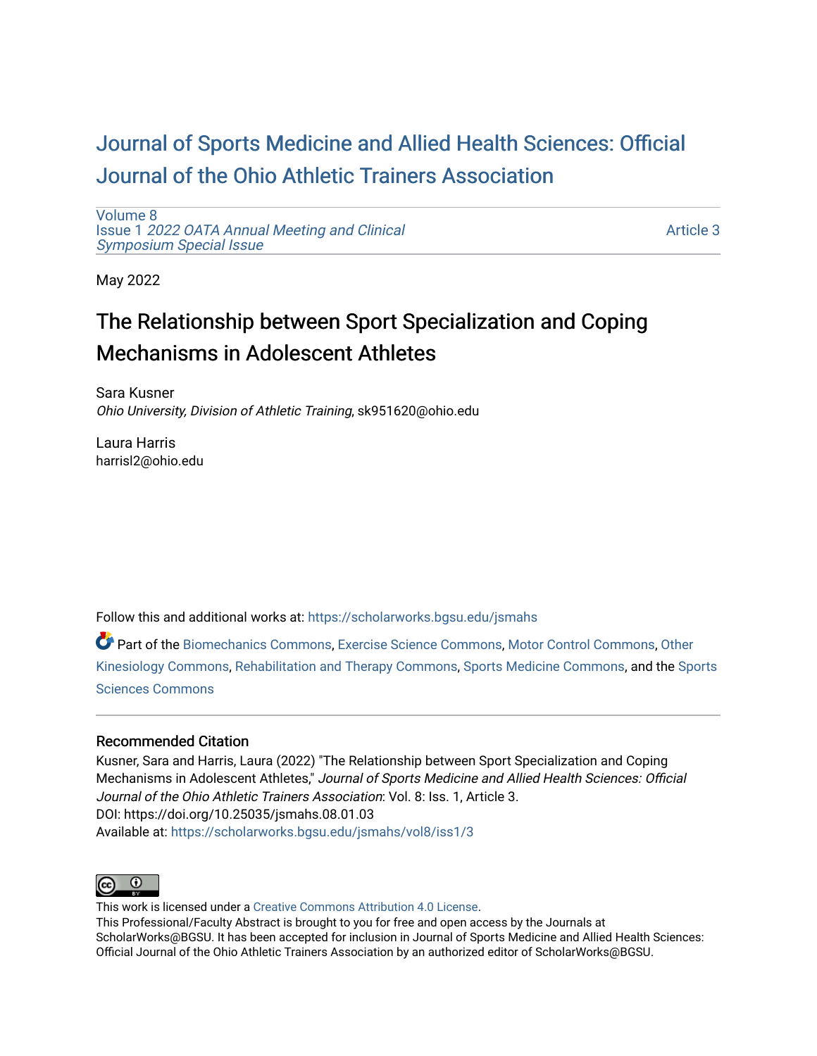# Journal of Sports Medicine and Allied Health Sciences: Official Journal of the Ohio Athletic Trainers Association

Volume 8
Issue 1 *2022 OATA Annual Meeting and Clinical Symposium Special Issue*

Article 3

May 2022

## The Relationship between Sport Specialization and Coping Mechanisms in Adolescent Athletes

Sara Kusner
*Ohio University, Division of Athletic Training*, sk951620@ohio.edu

Laura Harris
harrisl2@ohio.edu

Follow this and additional works at: https://scholarworks.bgsu.edu/jsmahs

Part of the Biomechanics Commons, Exercise Science Commons, Motor Control Commons, Other Kinesiology Commons, Rehabilitation and Therapy Commons, Sports Medicine Commons, and the Sports Sciences Commons

### Recommended Citation

Kusner, Sara and Harris, Laura (2022) "The Relationship between Sport Specialization and Coping Mechanisms in Adolescent Athletes," *Journal of Sports Medicine and Allied Health Sciences: Official Journal of the Ohio Athletic Trainers Association*: Vol. 8: Iss. 1, Article 3.
DOI: https://doi.org/10.25035/jsmahs.08.01.03
Available at: https://scholarworks.bgsu.edu/jsmahs/vol8/iss1/3

This work is licensed under a Creative Commons Attribution 4.0 License.
This Professional/Faculty Abstract is brought to you for free and open access by the Journals at ScholarWorks@BGSU. It has been accepted for inclusion in Journal of Sports Medicine and Allied Health Sciences: Official Journal of the Ohio Athletic Trainers Association by an authorized editor of ScholarWorks@BGSU.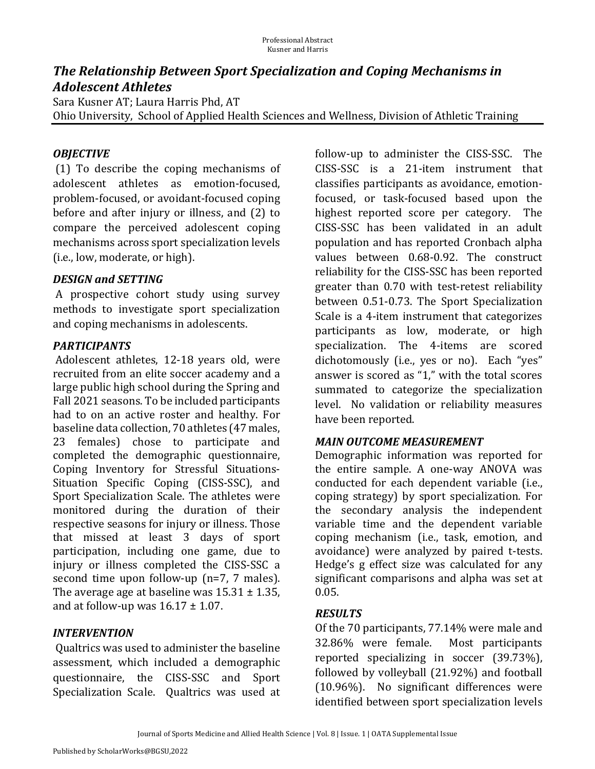## *The Relationship Between Sport Specialization and Coping Mechanisms in Adolescent Athletes*

Sara Kusner AT; Laura Harris Phd, AT

Ohio University, School of Applied Health Sciences and Wellness, Division of Athletic Training

### *OBJECTIVE*

(1) To describe the coping mechanisms of adolescent athletes as emotion-focused, problem-focused, or avoidant-focused coping before and after injury or illness, and (2) to compare the perceived adolescent coping mechanisms across sport specialization levels (i.e., low, moderate, or high).

### *DESIGN and SETTING*

A prospective cohort study using survey methods to investigate sport specialization and coping mechanisms in adolescents.

### *PARTICIPANTS*

Adolescent athletes, 12-18 years old, were recruited from an elite soccer academy and a large public high school during the Spring and Fall 2021 seasons. To be included participants had to on an active roster and healthy. For baseline data collection, 70 athletes (47 males, 23 females) chose to participate and completed the demographic questionnaire, Coping Inventory for Stressful Situations-Situation Specific Coping (CISS-SSC), and Sport Specialization Scale. The athletes were monitored during the duration of their respective seasons for injury or illness. Those that missed at least 3 days of sport participation, including one game, due to injury or illness completed the CISS-SSC a second time upon follow-up (n=7, 7 males). The average age at baseline was 15.31 ± 1.35, and at follow-up was 16.17 ± 1.07.

### *INTERVENTION*

Qualtrics was used to administer the baseline assessment, which included a demographic questionnaire, the CISS-SSC and Sport Specialization Scale. Qualtrics was used at follow-up to administer the CISS-SSC. The CISS-SSC is a 21-item instrument that classifies participants as avoidance, emotion-focused, or task-focused based upon the highest reported score per category. The CISS-SSC has been validated in an adult population and has reported Cronbach alpha values between 0.68-0.92. The construct reliability for the CISS-SSC has been reported greater than 0.70 with test-retest reliability between 0.51-0.73. The Sport Specialization Scale is a 4-item instrument that categorizes participants as low, moderate, or high specialization. The 4-items are scored dichotomously (i.e., yes or no). Each "yes" answer is scored as "1," with the total scores summated to categorize the specialization level. No validation or reliability measures have been reported.

### *MAIN OUTCOME MEASUREMENT*

Demographic information was reported for the entire sample. A one-way ANOVA was conducted for each dependent variable (i.e., coping strategy) by sport specialization. For the secondary analysis the independent variable time and the dependent variable coping mechanism (i.e., task, emotion, and avoidance) were analyzed by paired t-tests. Hedge's g effect size was calculated for any significant comparisons and alpha was set at 0.05.

### *RESULTS*

Of the 70 participants, 77.14% were male and 32.86% were female. Most participants reported specializing in soccer (39.73%), followed by volleyball (21.92%) and football (10.96%). No significant differences were identified between sport specialization levels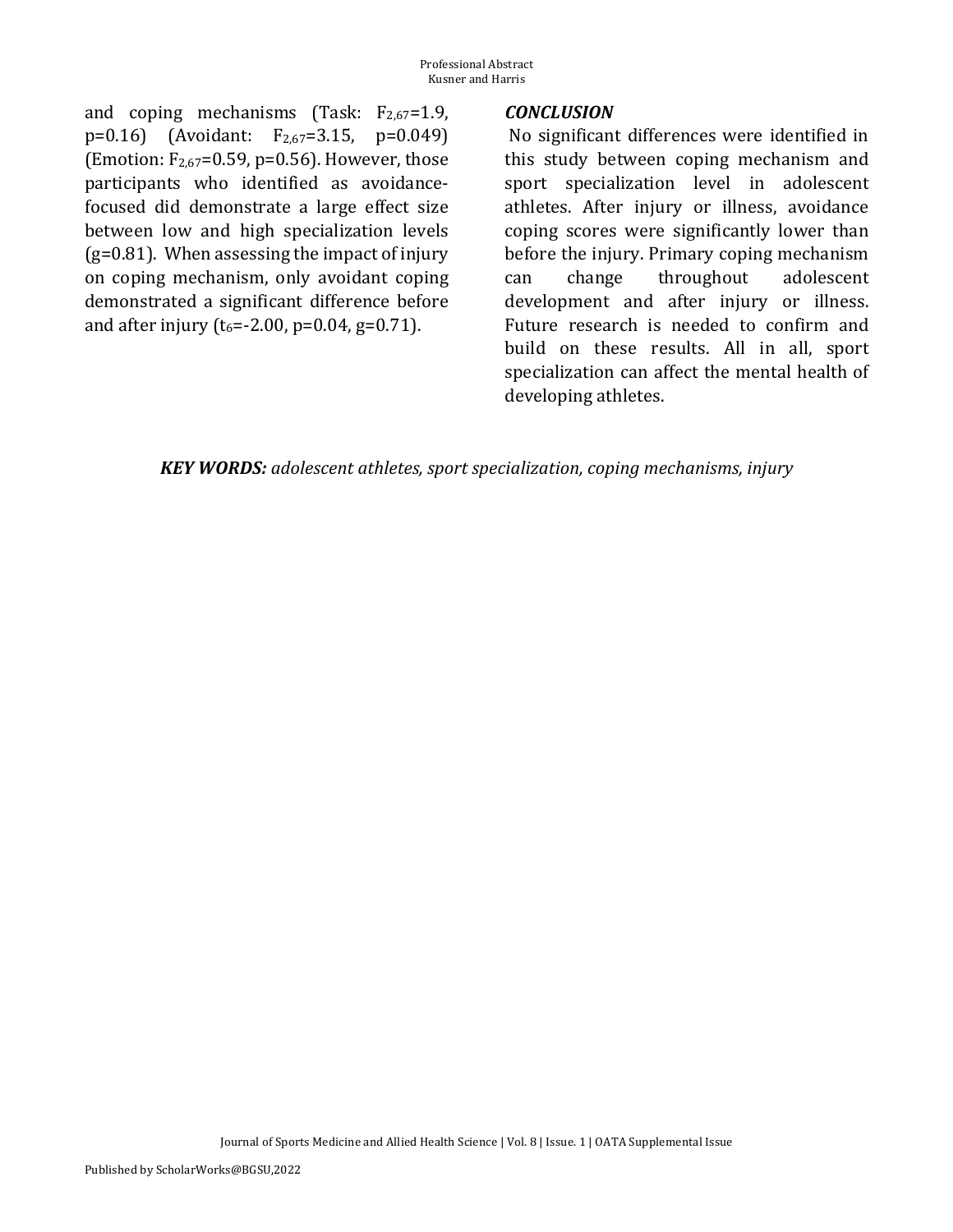and coping mechanisms (Task: $F_{2,67}$=1.9, p=0.16) (Avoidant: $F_{2,67}$=3.15, p=0.049) (Emotion: $F_{2,67}$=0.59, p=0.56). However, those participants who identified as avoidance-focused did demonstrate a large effect size between low and high specialization levels (g=0.81). When assessing the impact of injury on coping mechanism, only avoidant coping demonstrated a significant difference before and after injury ($t_6$=-2.00, p=0.04, g=0.71).

### *CONCLUSION*

No significant differences were identified in this study between coping mechanism and sport specialization level in adolescent athletes. After injury or illness, avoidance coping scores were significantly lower than before the injury. Primary coping mechanism can change throughout adolescent development and after injury or illness. Future research is needed to confirm and build on these results. All in all, sport specialization can affect the mental health of developing athletes.

***KEY WORDS:*** *adolescent athletes, sport specialization, coping mechanisms, injury*